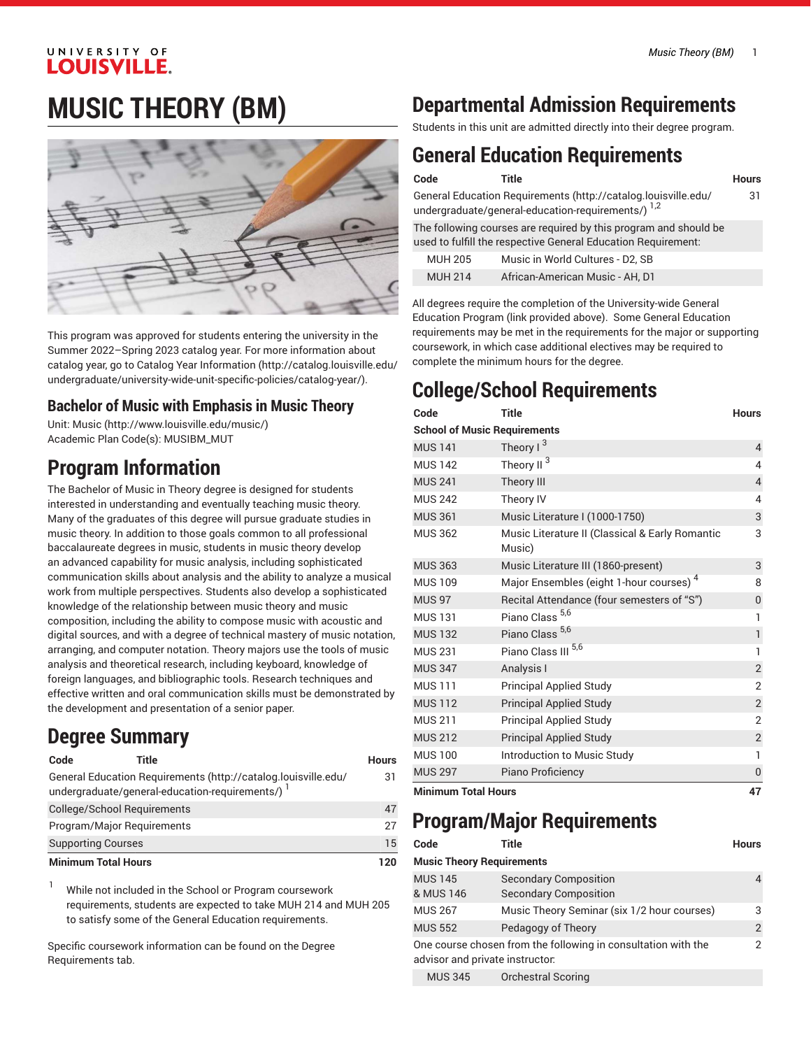# MUSIC THEORY (BM)

This program was approved for students entering the university in the Summer 2022–Spring 2023 catalog year. For more information about catalog year, go to Catalog Year Information (http://catalog.louisville.edu/undergraduate/university-wide-unit-specific-policies/catalog-year/).

### Bachelor of Music with Emphasis in Music Theory

Unit: Music (http://www.louisville.edu/music/)
Academic Plan Code(s): MUSIBM_MUT

## Program Information

The Bachelor of Music in Theory degree is designed for students interested in understanding and eventually teaching music theory. Many of the graduates of this degree will pursue graduate studies in music theory. In addition to those goals common to all professional baccalaureate degrees in music, students in music theory develop an advanced capability for music analysis, including sophisticated communication skills about analysis and the ability to analyze a musical work from multiple perspectives. Students also develop a sophisticated knowledge of the relationship between music theory and music composition, including the ability to compose music with acoustic and digital sources, and with a degree of technical mastery of music notation, arranging, and computer notation. Theory majors use the tools of music analysis and theoretical research, including keyboard, knowledge of foreign languages, and bibliographic tools. Research techniques and effective written and oral communication skills must be demonstrated by the development and presentation of a senior paper.

## Degree Summary

| Code | Title | Hours |
|---|---|---|
| General Education Requirements (http://catalog.louisville.edu/undergraduate/general-education-requirements/) [1] | | 31 |
| College/School Requirements | | 47 |
| Program/Major Requirements | | 27 |
| Supporting Courses | | 15 |
| **Minimum Total Hours** | | **120** |

1. While not included in the School or Program coursework requirements, students are expected to take MUH 214 and MUH 205 to satisfy some of the General Education requirements.

Specific coursework information can be found on the Degree Requirements tab.

## Departmental Admission Requirements

Students in this unit are admitted directly into their degree program.

## General Education Requirements

| Code | Title | Hours |
|---|---|---|
| General Education Requirements (http://catalog.louisville.edu/undergraduate/general-education-requirements/) [1,2] | | 31 |
| The following courses are required by this program and should be used to fulfill the respective General Education Requirement: | | |
| MUH 205 | Music in World Cultures - D2, SB | |
| MUH 214 | African-American Music - AH, D1 | |

All degrees require the completion of the University-wide General Education Program (link provided above). Some General Education requirements may be met in the requirements for the major or supporting coursework, in which case additional electives may be required to complete the minimum hours for the degree.

## College/School Requirements

| Code | Title | Hours |
|---|---|---|
| **School of Music Requirements** | | |
| MUS 141 | Theory I [3] | 4 |
| MUS 142 | Theory II [3] | 4 |
| MUS 241 | Theory III | 4 |
| MUS 242 | Theory IV | 4 |
| MUS 361 | Music Literature I (1000-1750) | 3 |
| MUS 362 | Music Literature II (Classical & Early Romantic Music) | 3 |
| MUS 363 | Music Literature III (1860-present) | 3 |
| MUS 109 | Major Ensembles (eight 1-hour courses) [4] | 8 |
| MUS 97 | Recital Attendance (four semesters of "S") | 0 |
| MUS 131 | Piano Class [5,6] | 1 |
| MUS 132 | Piano Class [5,6] | 1 |
| MUS 231 | Piano Class III [5,6] | 1 |
| MUS 347 | Analysis I | 2 |
| MUS 111 | Principal Applied Study | 2 |
| MUS 112 | Principal Applied Study | 2 |
| MUS 211 | Principal Applied Study | 2 |
| MUS 212 | Principal Applied Study | 2 |
| MUS 100 | Introduction to Music Study | 1 |
| MUS 297 | Piano Proficiency | 0 |
| **Minimum Total Hours** | | **47** |

## Program/Major Requirements

| Code | Title | Hours |
|---|---|---|
| **Music Theory Requirements** | | |
| MUS 145 & MUS 146 | Secondary Composition and Secondary Composition | 4 |
| MUS 267 | Music Theory Seminar (six 1/2 hour courses) | 3 |
| MUS 552 | Pedagogy of Theory | 2 |
| One course chosen from the following in consultation with the advisor and private instructor: | | 2 |
| MUS 345 | Orchestral Scoring | |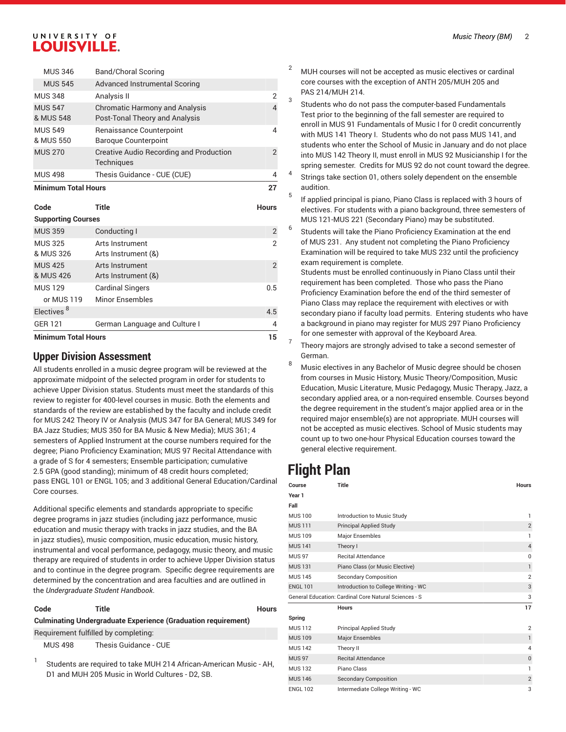| Code | Title | Hours |
|---|---|---|
| MUS 346 | Band/Choral Scoring | |
| MUS 545 | Advanced Instrumental Scoring | |
| MUS 348 | Analysis II | 2 |
| MUS 547 & MUS 548 | Chromatic Harmony and Analysis and Post-Tonal Theory and Analysis | 4 |
| MUS 549 & MUS 550 | Renaissance Counterpoint and Baroque Counterpoint | 4 |
| MUS 270 | Creative Audio Recording and Production Techniques | 2 |
| MUS 498 | Thesis Guidance - CUE (CUE) | 4 |
| **Minimum Total Hours** | | **27** |

| Code | Title | Hours |
|---|---|---|
| **Supporting Courses** | | |
| MUS 359 | Conducting I | 2 |
| MUS 325 & MUS 326 | Arts Instrument and Arts Instrument (&) | 2 |
| MUS 425 & MUS 426 | Arts Instrument and Arts Instrument (&) | 2 |
| MUS 129 | Cardinal Singers | 0.5 |
| or MUS 119 | Minor Ensembles | |
| Electives [8] | | 4.5 |
| GER 121 | German Language and Culture I | 4 |
| **Minimum Total Hours** | | **15** |

## Upper Division Assessment

All students enrolled in a music degree program will be reviewed at the approximate midpoint of the selected program in order for students to achieve Upper Division status. Students must meet the standards of this review to register for 400-level courses in music. Both the elements and standards of the review are established by the faculty and include credit for MUS 242 Theory IV or Analysis (MUS 347 for BA General; MUS 349 for BA Jazz Studies; MUS 350 for BA Music & New Media); MUS 361; 4 semesters of Applied Instrument at the course numbers required for the degree; Piano Proficiency Examination; MUS 97 Recital Attendance with a grade of S for 4 semesters; Ensemble participation; cumulative 2.5 GPA (good standing); minimum of 48 credit hours completed; pass ENGL 101 or ENGL 105; and 3 additional General Education/Cardinal Core courses.

Additional specific elements and standards appropriate to specific degree programs in jazz studies (including jazz performance, music education and music therapy with tracks in jazz studies, and the BA in jazz studies), music composition, music education, music history, instrumental and vocal performance, pedagogy, music theory, and music therapy are required of students in order to achieve Upper Division status and to continue in the degree program. Specific degree requirements are determined by the concentration and area faculties and are outlined in the *Undergraduate Student Handbook*.

| Code | Title | Hours |
|---|---|---|
| **Culminating Undergraduate Experience (Graduation requirement)** | | |
| Requirement fulfilled by completing: | | |
| MUS 498 | Thesis Guidance - CUE | |

1. Students are required to take MUH 214 African-American Music - AH, D1 and MUH 205 Music in World Cultures - D2, SB.
2. MUH courses will not be accepted as music electives or cardinal core courses with the exception of ANTH 205/MUH 205 and PAS 214/MUH 214.
3. Students who do not pass the computer-based Fundamentals Test prior to the beginning of the fall semester are required to enroll in MUS 91 Fundamentals of Music I for 0 credit concurrently with MUS 141 Theory I. Students who do not pass MUS 141, and students who enter the School of Music in January and do not place into MUS 142 Theory II, must enroll in MUS 92 Musicianship I for the spring semester. Credits for MUS 92 do not count toward the degree.
4. Strings take section 01, others solely dependent on the ensemble audition.
5. If applied principal is piano, Piano Class is replaced with 3 hours of electives. For students with a piano background, three semesters of MUS 121-MUS 221 (Secondary Piano) may be substituted.
6. Students will take the Piano Proficiency Examination at the end of MUS 231. Any student not completing the Piano Proficiency Examination will be required to take MUS 232 until the proficiency exam requirement is complete.
   Students must be enrolled continuously in Piano Class until their requirement has been completed. Those who pass the Piano Proficiency Examination before the end of the third semester of Piano Class may replace the requirement with electives or with secondary piano if faculty load permits. Entering students who have a background in piano may register for MUS 297 Piano Proficiency for one semester with approval of the Keyboard Area.
7. Theory majors are strongly advised to take a second semester of German.
8. Music electives in any Bachelor of Music degree should be chosen from courses in Music History, Music Theory/Composition, Music Education, Music Literature, Music Pedagogy, Music Therapy, Jazz, a secondary applied area, or a non-required ensemble. Courses beyond the degree requirement in the student's major applied area or in the required major ensemble(s) are not appropriate. MUH courses will not be accepted as music electives. School of Music students may count up to two one-hour Physical Education courses toward the general elective requirement.

# Flight Plan

| Course | Title | Hours |
|---|---|---|
| **Year 1** | | |
| **Fall** | | |
| MUS 100 | Introduction to Music Study | 1 |
| MUS 111 | Principal Applied Study | 2 |
| MUS 109 | Major Ensembles | 1 |
| MUS 141 | Theory I | 4 |
| MUS 97 | Recital Attendance | 0 |
| MUS 131 | Piano Class (or Music Elective) | 1 |
| MUS 145 | Secondary Composition | 2 |
| ENGL 101 | Introduction to College Writing - WC | 3 |
| General Education: Cardinal Core Natural Sciences - S | | 3 |
| | **Hours** | **17** |
| **Spring** | | |
| MUS 112 | Principal Applied Study | 2 |
| MUS 109 | Major Ensembles | 1 |
| MUS 142 | Theory II | 4 |
| MUS 97 | Recital Attendance | 0 |
| MUS 132 | Piano Class | 1 |
| MUS 146 | Secondary Composition | 2 |
| ENGL 102 | Intermediate College Writing - WC | 3 |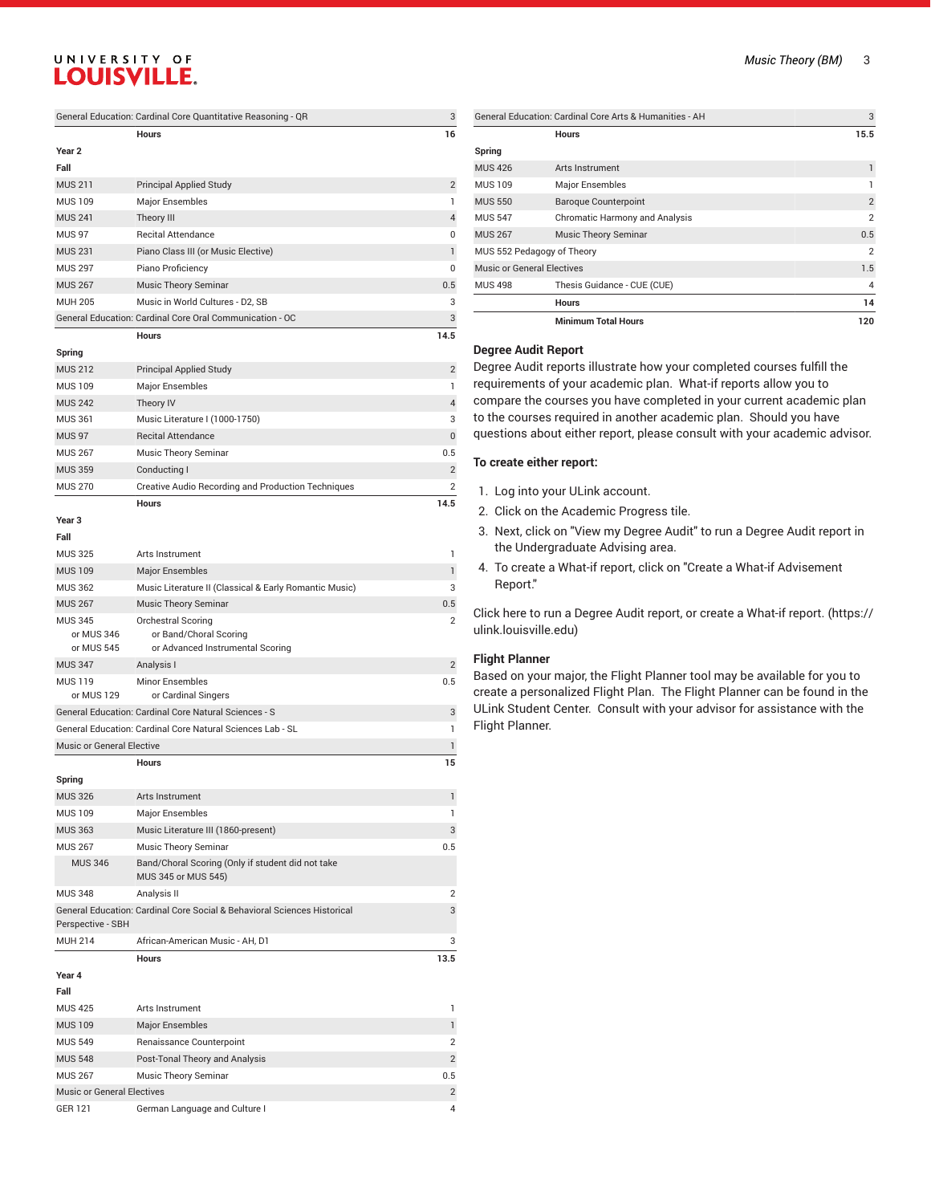| | | |
|---|---|---|
| General Education: Cardinal Core Quantitative Reasoning - QR | | 3 |
| | Hours | 16 |
| **Year 2** | | |
| **Fall** | | |
| MUS 211 | Principal Applied Study | 2 |
| MUS 109 | Major Ensembles | 1 |
| MUS 241 | Theory III | 4 |
| MUS 97 | Recital Attendance | 0 |
| MUS 231 | Piano Class III (or Music Elective) | 1 |
| MUS 297 | Piano Proficiency | 0 |
| MUS 267 | Music Theory Seminar | 0.5 |
| MUH 205 | Music in World Cultures - D2, SB | 3 |
| General Education: Cardinal Core Oral Communication - OC | | 3 |
| | Hours | 14.5 |
| **Spring** | | |
| MUS 212 | Principal Applied Study | 2 |
| MUS 109 | Major Ensembles | 1 |
| MUS 242 | Theory IV | 4 |
| MUS 361 | Music Literature I (1000-1750) | 3 |
| MUS 97 | Recital Attendance | 0 |
| MUS 267 | Music Theory Seminar | 0.5 |
| MUS 359 | Conducting I | 2 |
| MUS 270 | Creative Audio Recording and Production Techniques | 2 |
| | Hours | 14.5 |
| **Year 3** | | |
| **Fall** | | |
| MUS 325 | Arts Instrument | 1 |
| MUS 109 | Major Ensembles | 1 |
| MUS 362 | Music Literature II (Classical & Early Romantic Music) | 3 |
| MUS 267 | Music Theory Seminar | 0.5 |
| MUS 345<br>or MUS 346<br>or MUS 545 | Orchestral Scoring<br>or Band/Choral Scoring<br>or Advanced Instrumental Scoring | 2 |
| MUS 347 | Analysis I | 2 |
| MUS 119<br>or MUS 129 | Minor Ensembles<br>or Cardinal Singers | 0.5 |
| General Education: Cardinal Core Natural Sciences - S | | 3 |
| General Education: Cardinal Core Natural Sciences Lab - SL | | 1 |
| Music or General Elective | | 1 |
| | Hours | 15 |
| **Spring** | | |
| MUS 326 | Arts Instrument | 1 |
| MUS 109 | Major Ensembles | 1 |
| MUS 363 | Music Literature III (1860-present) | 3 |
| MUS 267 | Music Theory Seminar | 0.5 |
| MUS 346 | Band/Choral Scoring (Only if student did not take MUS 345 or MUS 545) | |
| MUS 348 | Analysis II | 2 |
| General Education: Cardinal Core Social & Behavioral Sciences Historical Perspective - SBH | | 3 |
| MUH 214 | African-American Music - AH, D1 | 3 |
| | Hours | 13.5 |
| **Year 4** | | |
| **Fall** | | |
| MUS 425 | Arts Instrument | 1 |
| MUS 109 | Major Ensembles | 1 |
| MUS 549 | Renaissance Counterpoint | 2 |
| MUS 548 | Post-Tonal Theory and Analysis | 2 |
| MUS 267 | Music Theory Seminar | 0.5 |
| Music or General Electives | | 2 |
| GER 121 | German Language and Culture I | 4 |
| General Education: Cardinal Core Arts & Humanities - AH | | 3 |
| | Hours | 15.5 |
| **Spring** | | |
| MUS 426 | Arts Instrument | 1 |
| MUS 109 | Major Ensembles | 1 |
| MUS 550 | Baroque Counterpoint | 2 |
| MUS 547 | Chromatic Harmony and Analysis | 2 |
| MUS 267 | Music Theory Seminar | 0.5 |
| MUS 552 Pedagogy of Theory | | 2 |
| Music or General Electives | | 1.5 |
| MUS 498 | Thesis Guidance - CUE (CUE) | 4 |
| | Hours | 14 |
| | Minimum Total Hours | 120 |

## Degree Audit Report

Degree Audit reports illustrate how your completed courses fulfill the requirements of your academic plan. What-if reports allow you to compare the courses you have completed in your current academic plan to the courses required in another academic plan. Should you have questions about either report, please consult with your academic advisor.

**To create either report:**

1. Log into your ULink account.
2. Click on the Academic Progress tile.
3. Next, click on "View my Degree Audit" to run a Degree Audit report in the Undergraduate Advising area.
4. To create a What-if report, click on "Create a What-if Advisement Report."

Click here to run a Degree Audit report, or create a What-if report. (https://ulink.louisville.edu)

## Flight Planner

Based on your major, the Flight Planner tool may be available for you to create a personalized Flight Plan. The Flight Planner can be found in the ULink Student Center. Consult with your advisor for assistance with the Flight Planner.